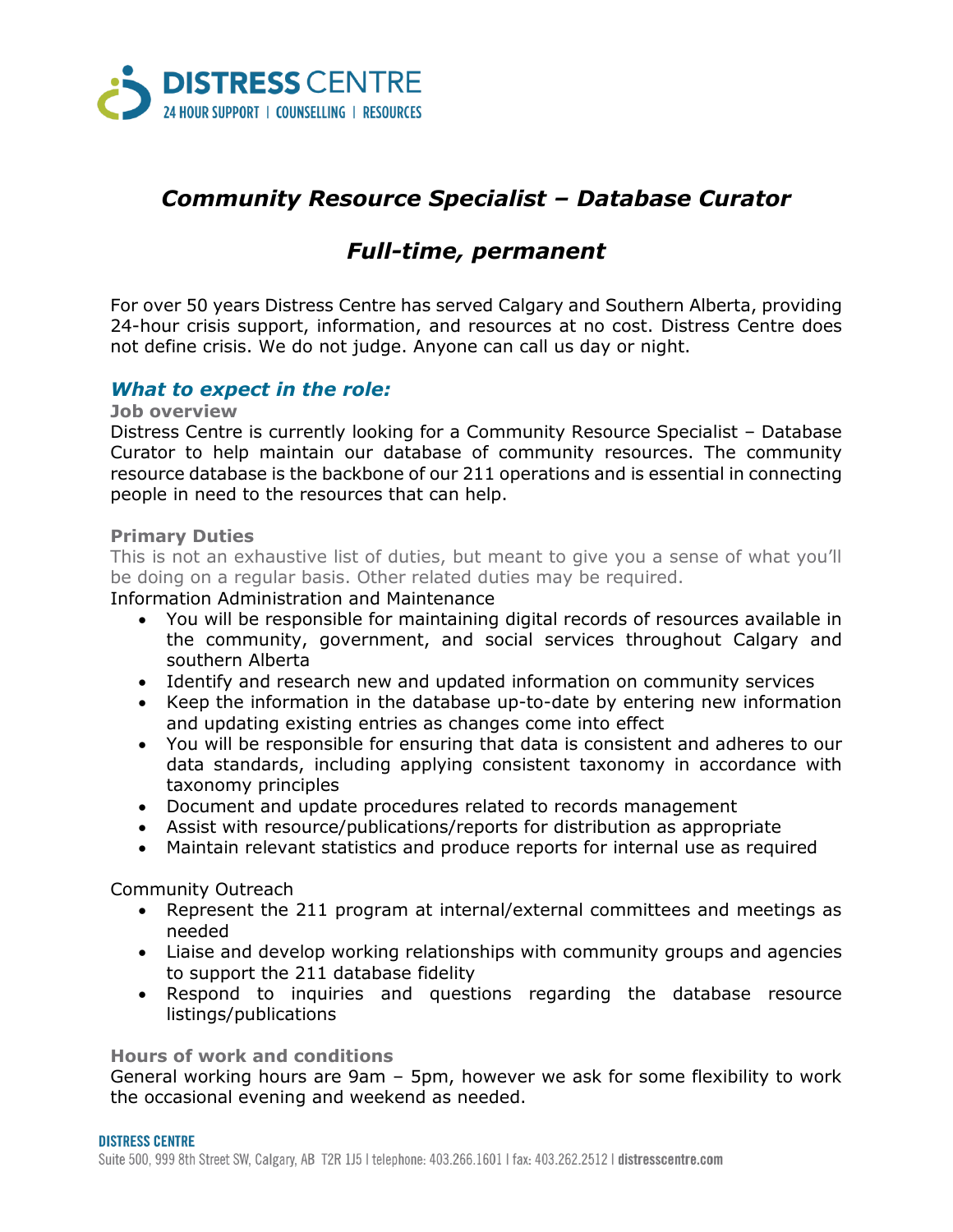# *Community Resource Specialist – Database Curator*

## *Full-time, permanent*

For over 50 years Distress Centre has served Calgary and Southern Alberta, providing 24-hour crisis support, information, and resources at no cost. Distress Centre does not define crisis. We do not judge. Anyone can call us day or night.

## *What to expect in the role:*

### Job overview

Distress Centre is currently looking for a Community Resource Specialist – Database Curator to help maintain our database of community resources. The community resource database is the backbone of our 211 operations and is essential in connecting people in need to the resources that can help.

### Primary Duties

This is not an exhaustive list of duties, but meant to give you a sense of what you'll be doing on a regular basis. Other related duties may be required.

Information Administration and Maintenance

- You will be responsible for maintaining digital records of resources available in the community, government, and social services throughout Calgary and southern Alberta
- Identify and research new and updated information on community services
- Keep the information in the database up-to-date by entering new information and updating existing entries as changes come into effect
- You will be responsible for ensuring that data is consistent and adheres to our data standards, including applying consistent taxonomy in accordance with taxonomy principles
- Document and update procedures related to records management
- Assist with resource/publications/reports for distribution as appropriate
- Maintain relevant statistics and produce reports for internal use as required

Community Outreach

- Represent the 211 program at internal/external committees and meetings as needed
- Liaise and develop working relationships with community groups and agencies to support the 211 database fidelity
- Respond to inquiries and questions regarding the database resource listings/publications

### Hours of work and conditions

General working hours are 9am – 5pm, however we ask for some flexibility to work the occasional evening and weekend as needed.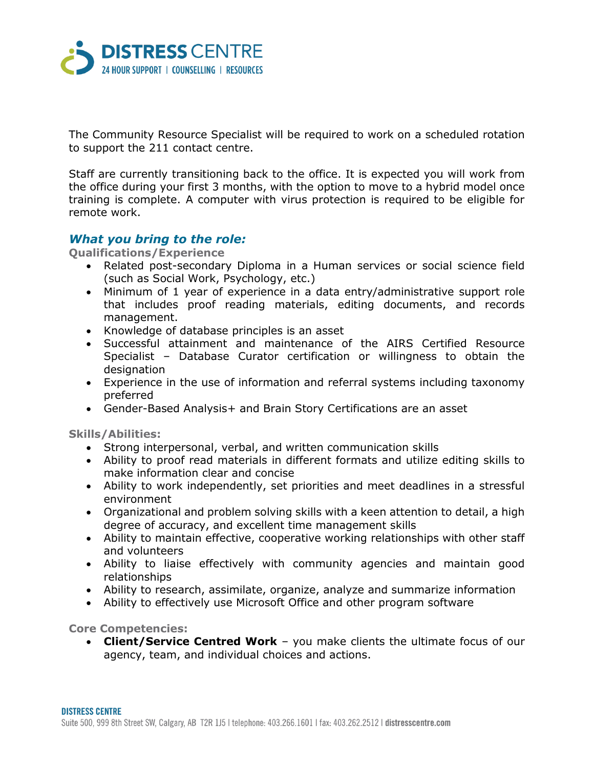The Community Resource Specialist will be required to work on a scheduled rotation to support the 211 contact centre.

Staff are currently transitioning back to the office. It is expected you will work from the office during your first 3 months, with the option to move to a hybrid model once training is complete. A computer with virus protection is required to be eligible for remote work.

## *What you bring to the role:*

**Qualifications/Experience**

- Related post-secondary Diploma in a Human services or social science field (such as Social Work, Psychology, etc.)
- Minimum of 1 year of experience in a data entry/administrative support role that includes proof reading materials, editing documents, and records management.
- Knowledge of database principles is an asset
- Successful attainment and maintenance of the AIRS Certified Resource Specialist – Database Curator certification or willingness to obtain the designation
- Experience in the use of information and referral systems including taxonomy preferred
- Gender-Based Analysis+ and Brain Story Certifications are an asset

**Skills/Abilities:**

- Strong interpersonal, verbal, and written communication skills
- Ability to proof read materials in different formats and utilize editing skills to make information clear and concise
- Ability to work independently, set priorities and meet deadlines in a stressful environment
- Organizational and problem solving skills with a keen attention to detail, a high degree of accuracy, and excellent time management skills
- Ability to maintain effective, cooperative working relationships with other staff and volunteers
- Ability to liaise effectively with community agencies and maintain good relationships
- Ability to research, assimilate, organize, analyze and summarize information
- Ability to effectively use Microsoft Office and other program software

**Core Competencies:**

- **Client/Service Centred Work** – you make clients the ultimate focus of our agency, team, and individual choices and actions.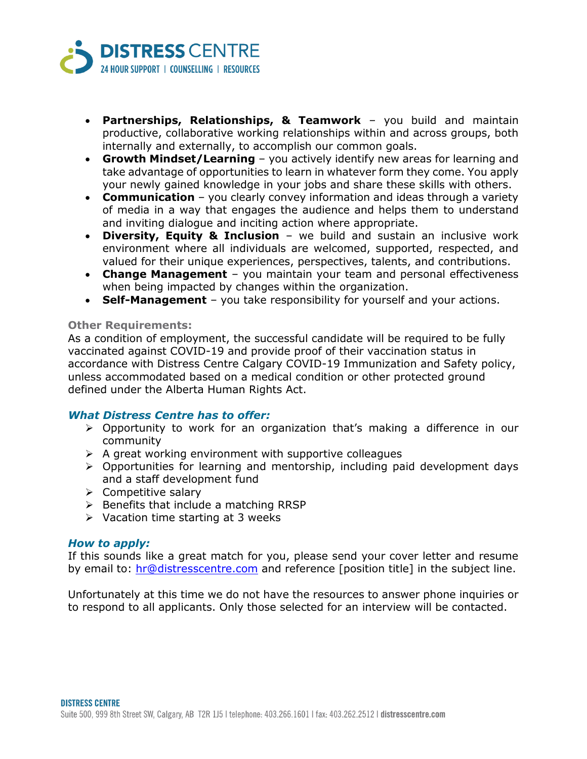- **Partnerships, Relationships, & Teamwork** – you build and maintain productive, collaborative working relationships within and across groups, both internally and externally, to accomplish our common goals.
- **Growth Mindset/Learning** – you actively identify new areas for learning and take advantage of opportunities to learn in whatever form they come. You apply your newly gained knowledge in your jobs and share these skills with others.
- **Communication** – you clearly convey information and ideas through a variety of media in a way that engages the audience and helps them to understand and inviting dialogue and inciting action where appropriate.
- **Diversity, Equity & Inclusion** – we build and sustain an inclusive work environment where all individuals are welcomed, supported, respected, and valued for their unique experiences, perspectives, talents, and contributions.
- **Change Management** – you maintain your team and personal effectiveness when being impacted by changes within the organization.
- **Self-Management** – you take responsibility for yourself and your actions.

**Other Requirements:**

As a condition of employment, the successful candidate will be required to be fully vaccinated against COVID-19 and provide proof of their vaccination status in accordance with Distress Centre Calgary COVID-19 Immunization and Safety policy, unless accommodated based on a medical condition or other protected ground defined under the Alberta Human Rights Act.

***What Distress Centre has to offer:***

- Opportunity to work for an organization that's making a difference in our community
- A great working environment with supportive colleagues
- Opportunities for learning and mentorship, including paid development days and a staff development fund
- Competitive salary
- Benefits that include a matching RRSP
- Vacation time starting at 3 weeks

***How to apply:***

If this sounds like a great match for you, please send your cover letter and resume by email to: hr@distresscentre.com and reference [position title] in the subject line.

Unfortunately at this time we do not have the resources to answer phone inquiries or to respond to all applicants. Only those selected for an interview will be contacted.